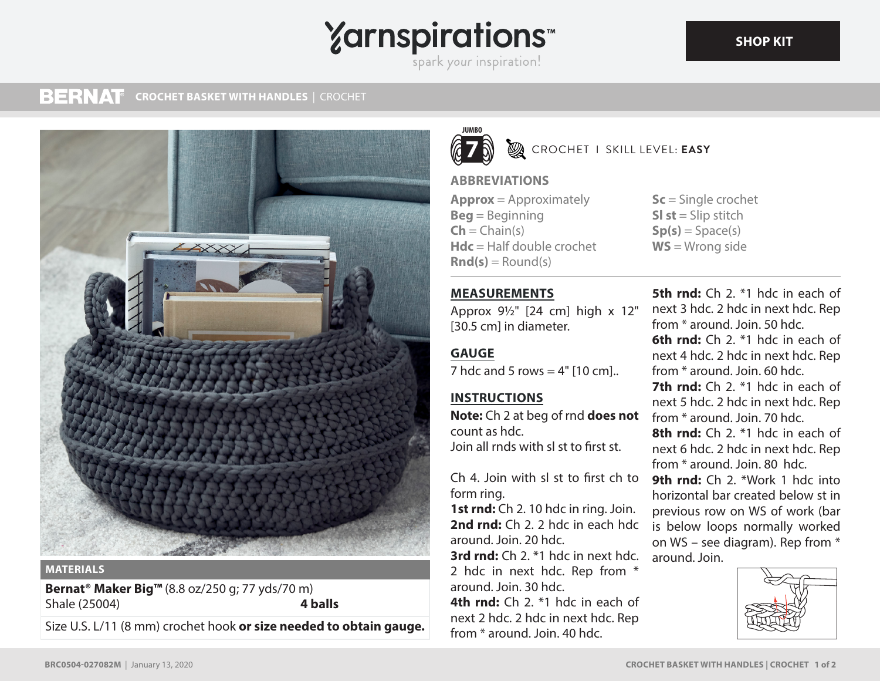# Yarnspirations

spark your inspiration!

SHOP KIT

## BERNAT CROCHET BASKET WITH HANDLES | CROCHET

JUMBO 7 — CROCHET I SKILL LEVEL: **EASY**

### MATERIALS

**Bernat® Maker Big™** (8.8 oz/250 g; 77 yds/70 m)

Shale (25004) **4 balls**

Size U.S. L/11 (8 mm) crochet hook **or size needed to obtain gauge.**

### ABBREVIATIONS

**Approx** = Approximately
**Beg** = Beginning
**Ch** = Chain(s)
**Hdc** = Half double crochet
**Rnd(s)** = Round(s)
**Sc** = Single crochet
**Sl st** = Slip stitch
**Sp(s)** = Space(s)
**WS** = Wrong side

### MEASUREMENTS

Approx 9½" [24 cm] high x 12" [30.5 cm] in diameter.

### GAUGE

7 hdc and 5 rows = 4" [10 cm]..

### INSTRUCTIONS

**Note:** Ch 2 at beg of rnd **does not** count as hdc.
Join all rnds with sl st to first st.

Ch 4. Join with sl st to first ch to form ring.

**1st rnd:** Ch 2. 10 hdc in ring. Join.

**2nd rnd:** Ch 2. 2 hdc in each hdc around. Join. 20 hdc.

**3rd rnd:** Ch 2. *1 hdc in next hdc. 2 hdc in next hdc. Rep from * around. Join. 30 hdc.

**4th rnd:** Ch 2. *1 hdc in each of next 2 hdc. 2 hdc in next hdc. Rep from * around. Join. 40 hdc.

**5th rnd:** Ch 2. *1 hdc in each of next 3 hdc. 2 hdc in next hdc. Rep from * around. Join. 50 hdc.

**6th rnd:** Ch 2. *1 hdc in each of next 4 hdc. 2 hdc in next hdc. Rep from * around. Join. 60 hdc.

**7th rnd:** Ch 2. *1 hdc in each of next 5 hdc. 2 hdc in next hdc. Rep from * around. Join. 70 hdc.

**8th rnd:** Ch 2. *1 hdc in each of next 6 hdc. 2 hdc in next hdc. Rep from * around. Join. 80 hdc.

**9th rnd:** Ch 2. *Work 1 hdc into horizontal bar created below st in previous row on WS of work (bar is below loops normally worked on WS – see diagram). Rep from * around. Join.

BRC0504-027082M | January 13, 2020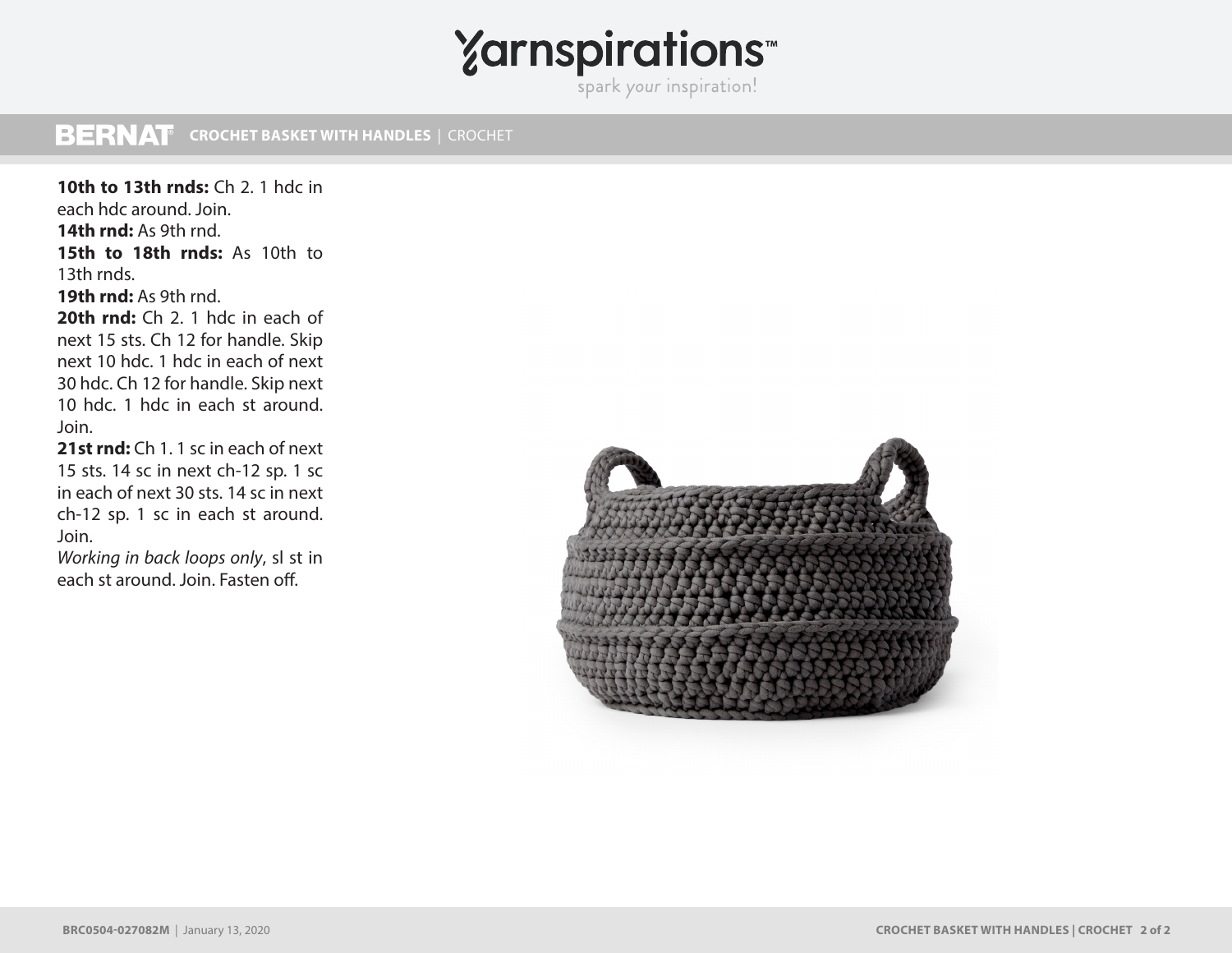**10th to 13th rnds:** Ch 2. 1 hdc in each hdc around. Join.

**14th rnd:** As 9th rnd.

**15th to 18th rnds:** As 10th to 13th rnds.

**19th rnd:** As 9th rnd.

**20th rnd:** Ch 2. 1 hdc in each of next 15 sts. Ch 12 for handle. Skip next 10 hdc. 1 hdc in each of next 30 hdc. Ch 12 for handle. Skip next 10 hdc. 1 hdc in each st around. Join.

**21st rnd:** Ch 1. 1 sc in each of next 15 sts. 14 sc in next ch-12 sp. 1 sc in each of next 30 sts. 14 sc in next ch-12 sp. 1 sc in each st around. Join.

*Working in back loops only*, sl st in each st around. Join. Fasten off.